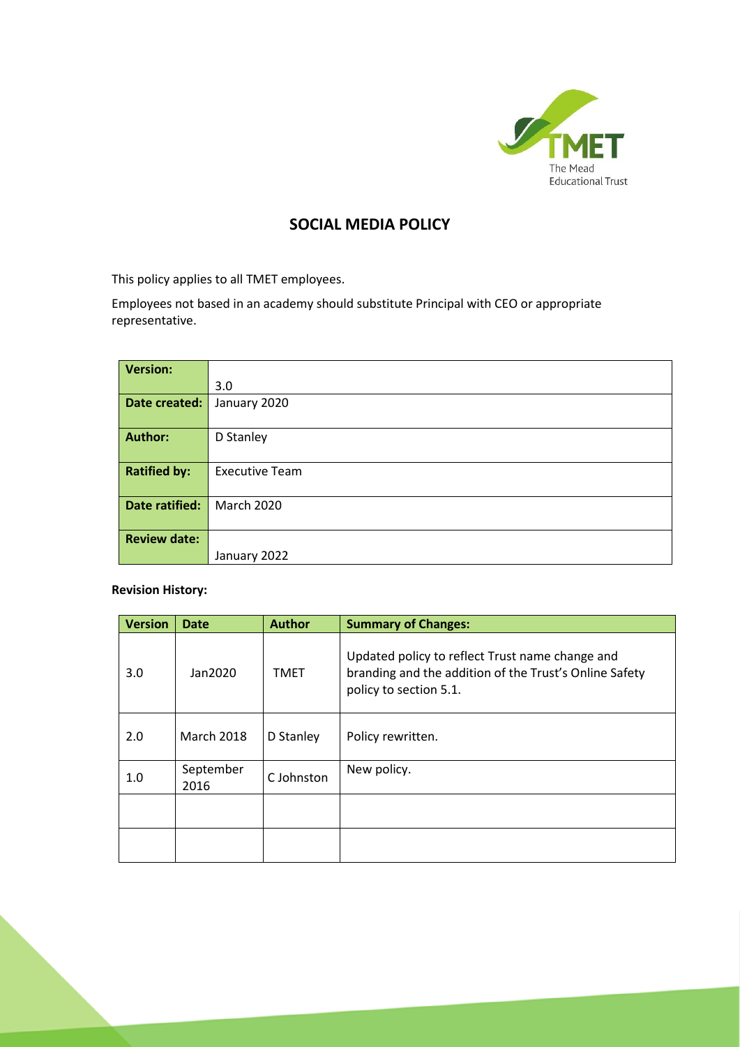# SOCIAL MEDIA POLICY

This policy applies to all TMET employees.

Employees not based in an academy should substitute Principal with CEO or appropriate representative.

| **Version:** | 3.0 |
|---|---|
| **Date created:** | January 2020 |
| **Author:** | D Stanley |
| **Ratified by:** | Executive Team |
| **Date ratified:** | March 2020 |
| **Review date:** | January 2022 |

**Revision History:**

| Version | Date | Author | Summary of Changes: |
|---|---|---|---|
| 3.0 | Jan2020 | TMET | Updated policy to reflect Trust name change and branding and the addition of the Trust's Online Safety policy to section 5.1. |
| 2.0 | March 2018 | D Stanley | Policy rewritten. |
| 1.0 | September 2016 | C Johnston | New policy. |
| | | | |
| | | | |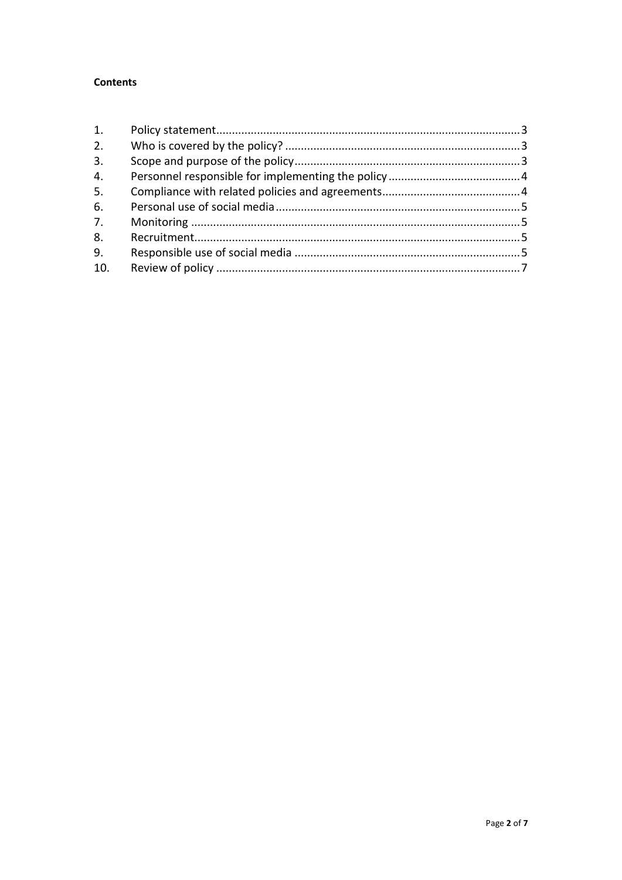**Contents**

1. Policy statement .......... 3
2. Who is covered by the policy? .......... 3
3. Scope and purpose of the policy .......... 3
4. Personnel responsible for implementing the policy .......... 4
5. Compliance with related policies and agreements .......... 4
6. Personal use of social media .......... 5
7. Monitoring .......... 5
8. Recruitment .......... 5
9. Responsible use of social media .......... 5
10. Review of policy .......... 7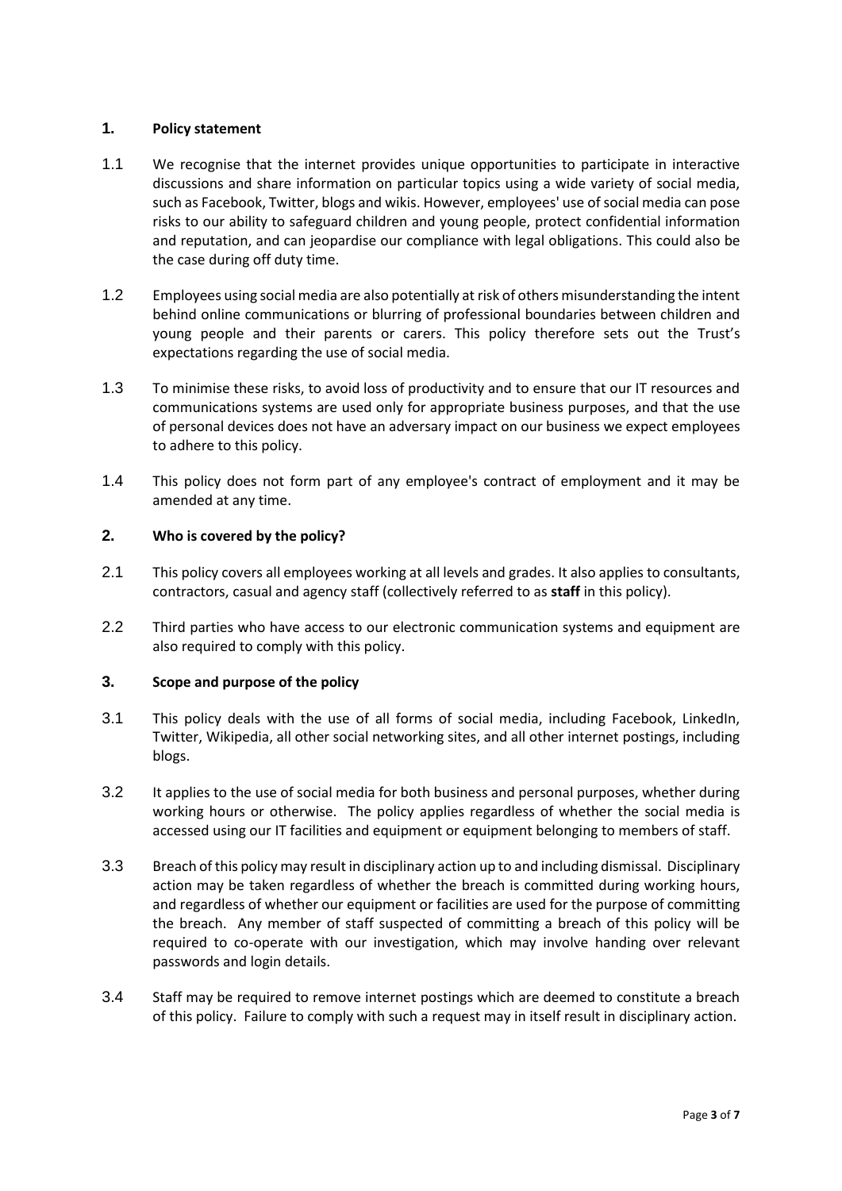## 1. Policy statement

1.1 We recognise that the internet provides unique opportunities to participate in interactive discussions and share information on particular topics using a wide variety of social media, such as Facebook, Twitter, blogs and wikis. However, employees' use of social media can pose risks to our ability to safeguard children and young people, protect confidential information and reputation, and can jeopardise our compliance with legal obligations. This could also be the case during off duty time.

1.2 Employees using social media are also potentially at risk of others misunderstanding the intent behind online communications or blurring of professional boundaries between children and young people and their parents or carers. This policy therefore sets out the Trust's expectations regarding the use of social media.

1.3 To minimise these risks, to avoid loss of productivity and to ensure that our IT resources and communications systems are used only for appropriate business purposes, and that the use of personal devices does not have an adversary impact on our business we expect employees to adhere to this policy.

1.4 This policy does not form part of any employee's contract of employment and it may be amended at any time.

## 2. Who is covered by the policy?

2.1 This policy covers all employees working at all levels and grades. It also applies to consultants, contractors, casual and agency staff (collectively referred to as **staff** in this policy).

2.2 Third parties who have access to our electronic communication systems and equipment are also required to comply with this policy.

## 3. Scope and purpose of the policy

3.1 This policy deals with the use of all forms of social media, including Facebook, LinkedIn, Twitter, Wikipedia, all other social networking sites, and all other internet postings, including blogs.

3.2 It applies to the use of social media for both business and personal purposes, whether during working hours or otherwise. The policy applies regardless of whether the social media is accessed using our IT facilities and equipment or equipment belonging to members of staff.

3.3 Breach of this policy may result in disciplinary action up to and including dismissal. Disciplinary action may be taken regardless of whether the breach is committed during working hours, and regardless of whether our equipment or facilities are used for the purpose of committing the breach. Any member of staff suspected of committing a breach of this policy will be required to co-operate with our investigation, which may involve handing over relevant passwords and login details.

3.4 Staff may be required to remove internet postings which are deemed to constitute a breach of this policy. Failure to comply with such a request may in itself result in disciplinary action.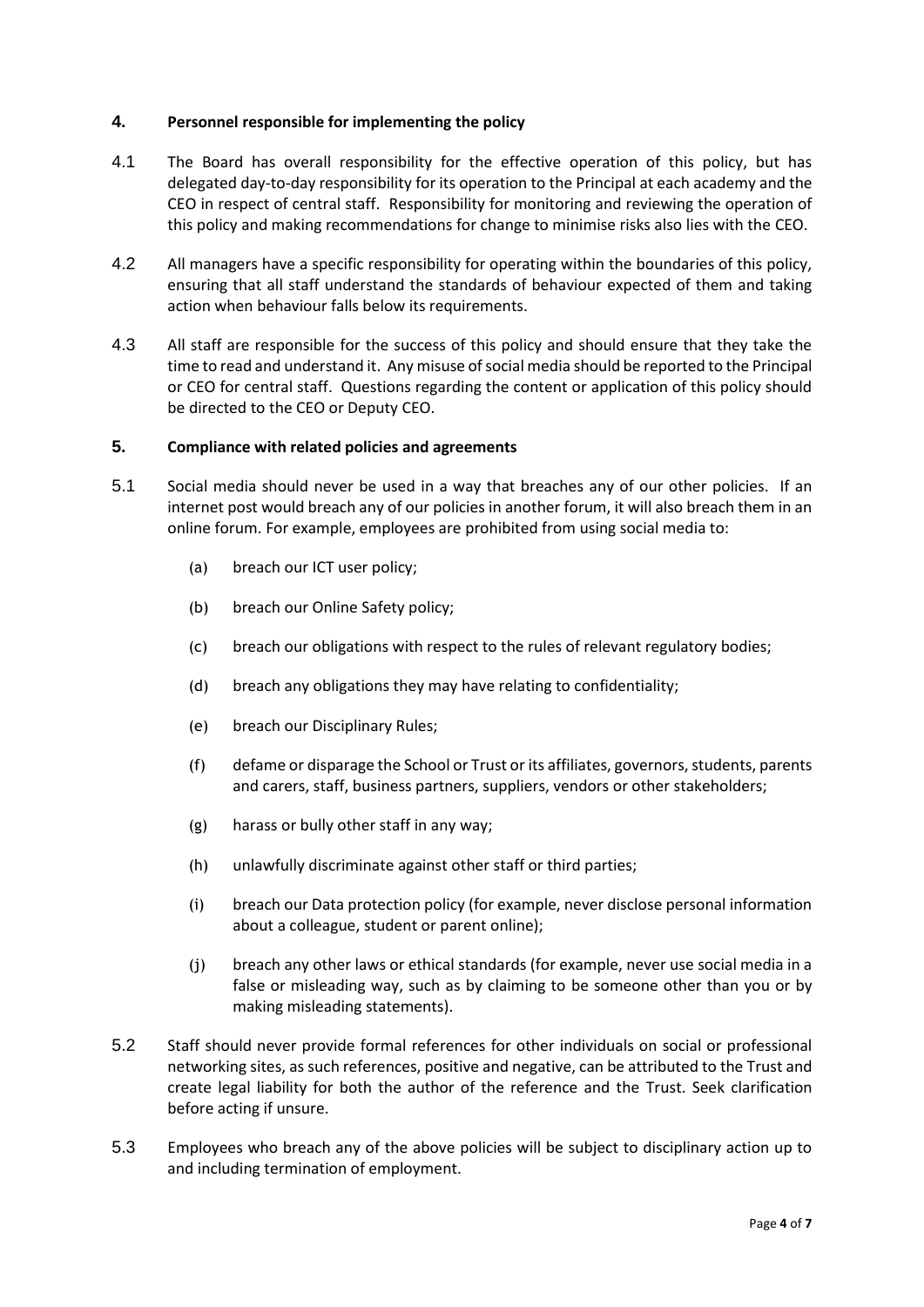## 4. Personnel responsible for implementing the policy

4.1 The Board has overall responsibility for the effective operation of this policy, but has delegated day-to-day responsibility for its operation to the Principal at each academy and the CEO in respect of central staff. Responsibility for monitoring and reviewing the operation of this policy and making recommendations for change to minimise risks also lies with the CEO.

4.2 All managers have a specific responsibility for operating within the boundaries of this policy, ensuring that all staff understand the standards of behaviour expected of them and taking action when behaviour falls below its requirements.

4.3 All staff are responsible for the success of this policy and should ensure that they take the time to read and understand it. Any misuse of social media should be reported to the Principal or CEO for central staff. Questions regarding the content or application of this policy should be directed to the CEO or Deputy CEO.

## 5. Compliance with related policies and agreements

5.1 Social media should never be used in a way that breaches any of our other policies. If an internet post would breach any of our policies in another forum, it will also breach them in an online forum. For example, employees are prohibited from using social media to:

- (a) breach our ICT user policy;
- (b) breach our Online Safety policy;
- (c) breach our obligations with respect to the rules of relevant regulatory bodies;
- (d) breach any obligations they may have relating to confidentiality;
- (e) breach our Disciplinary Rules;
- (f) defame or disparage the School or Trust or its affiliates, governors, students, parents and carers, staff, business partners, suppliers, vendors or other stakeholders;
- (g) harass or bully other staff in any way;
- (h) unlawfully discriminate against other staff or third parties;
- (i) breach our Data protection policy (for example, never disclose personal information about a colleague, student or parent online);
- (j) breach any other laws or ethical standards (for example, never use social media in a false or misleading way, such as by claiming to be someone other than you or by making misleading statements).

5.2 Staff should never provide formal references for other individuals on social or professional networking sites, as such references, positive and negative, can be attributed to the Trust and create legal liability for both the author of the reference and the Trust. Seek clarification before acting if unsure.

5.3 Employees who breach any of the above policies will be subject to disciplinary action up to and including termination of employment.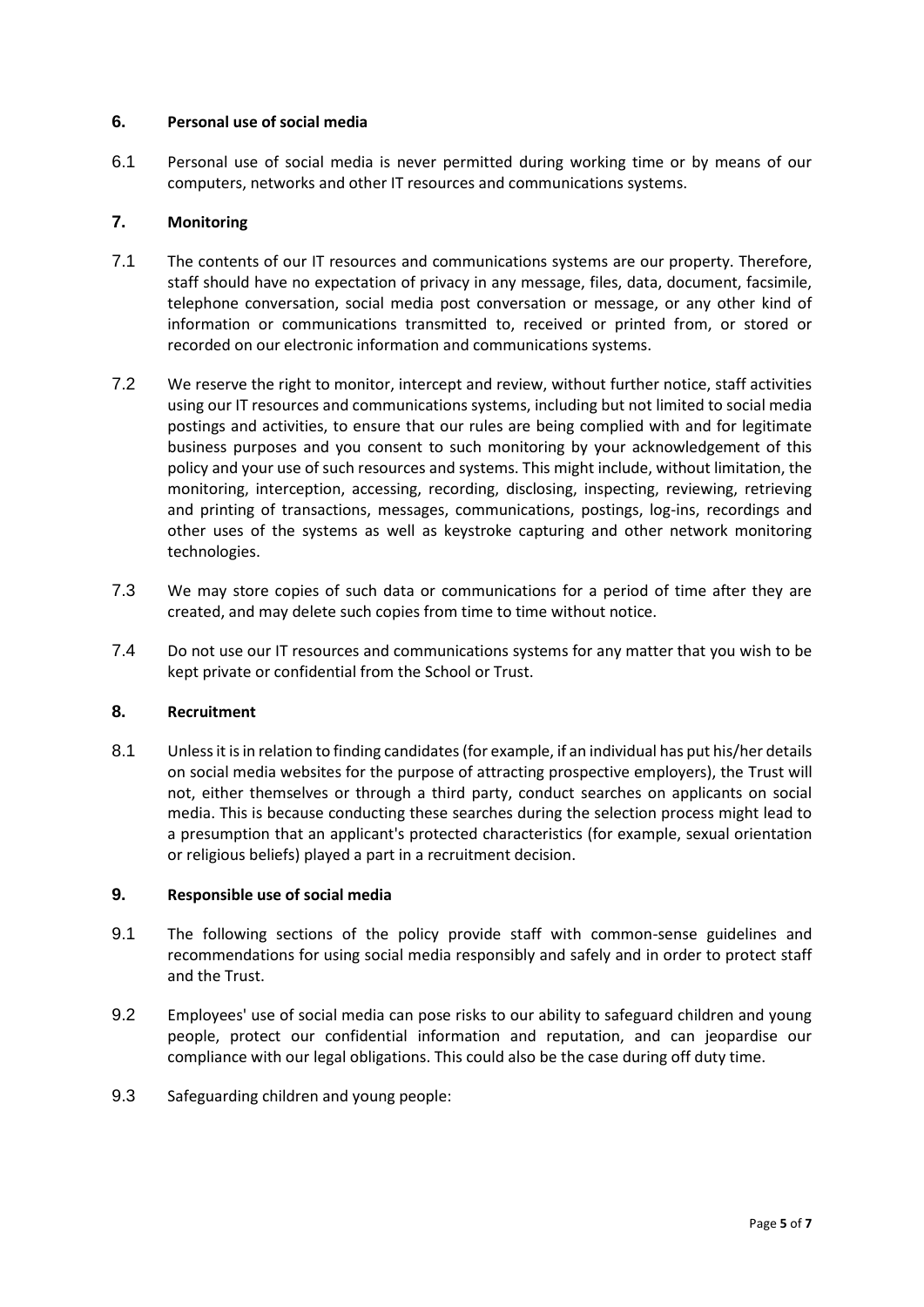## 6. Personal use of social media

6.1 Personal use of social media is never permitted during working time or by means of our computers, networks and other IT resources and communications systems.

## 7. Monitoring

7.1 The contents of our IT resources and communications systems are our property. Therefore, staff should have no expectation of privacy in any message, files, data, document, facsimile, telephone conversation, social media post conversation or message, or any other kind of information or communications transmitted to, received or printed from, or stored or recorded on our electronic information and communications systems.

7.2 We reserve the right to monitor, intercept and review, without further notice, staff activities using our IT resources and communications systems, including but not limited to social media postings and activities, to ensure that our rules are being complied with and for legitimate business purposes and you consent to such monitoring by your acknowledgement of this policy and your use of such resources and systems. This might include, without limitation, the monitoring, interception, accessing, recording, disclosing, inspecting, reviewing, retrieving and printing of transactions, messages, communications, postings, log-ins, recordings and other uses of the systems as well as keystroke capturing and other network monitoring technologies.

7.3 We may store copies of such data or communications for a period of time after they are created, and may delete such copies from time to time without notice.

7.4 Do not use our IT resources and communications systems for any matter that you wish to be kept private or confidential from the School or Trust.

## 8. Recruitment

8.1 Unless it is in relation to finding candidates (for example, if an individual has put his/her details on social media websites for the purpose of attracting prospective employers), the Trust will not, either themselves or through a third party, conduct searches on applicants on social media. This is because conducting these searches during the selection process might lead to a presumption that an applicant's protected characteristics (for example, sexual orientation or religious beliefs) played a part in a recruitment decision.

## 9. Responsible use of social media

9.1 The following sections of the policy provide staff with common-sense guidelines and recommendations for using social media responsibly and safely and in order to protect staff and the Trust.

9.2 Employees' use of social media can pose risks to our ability to safeguard children and young people, protect our confidential information and reputation, and can jeopardise our compliance with our legal obligations. This could also be the case during off duty time.

9.3 Safeguarding children and young people: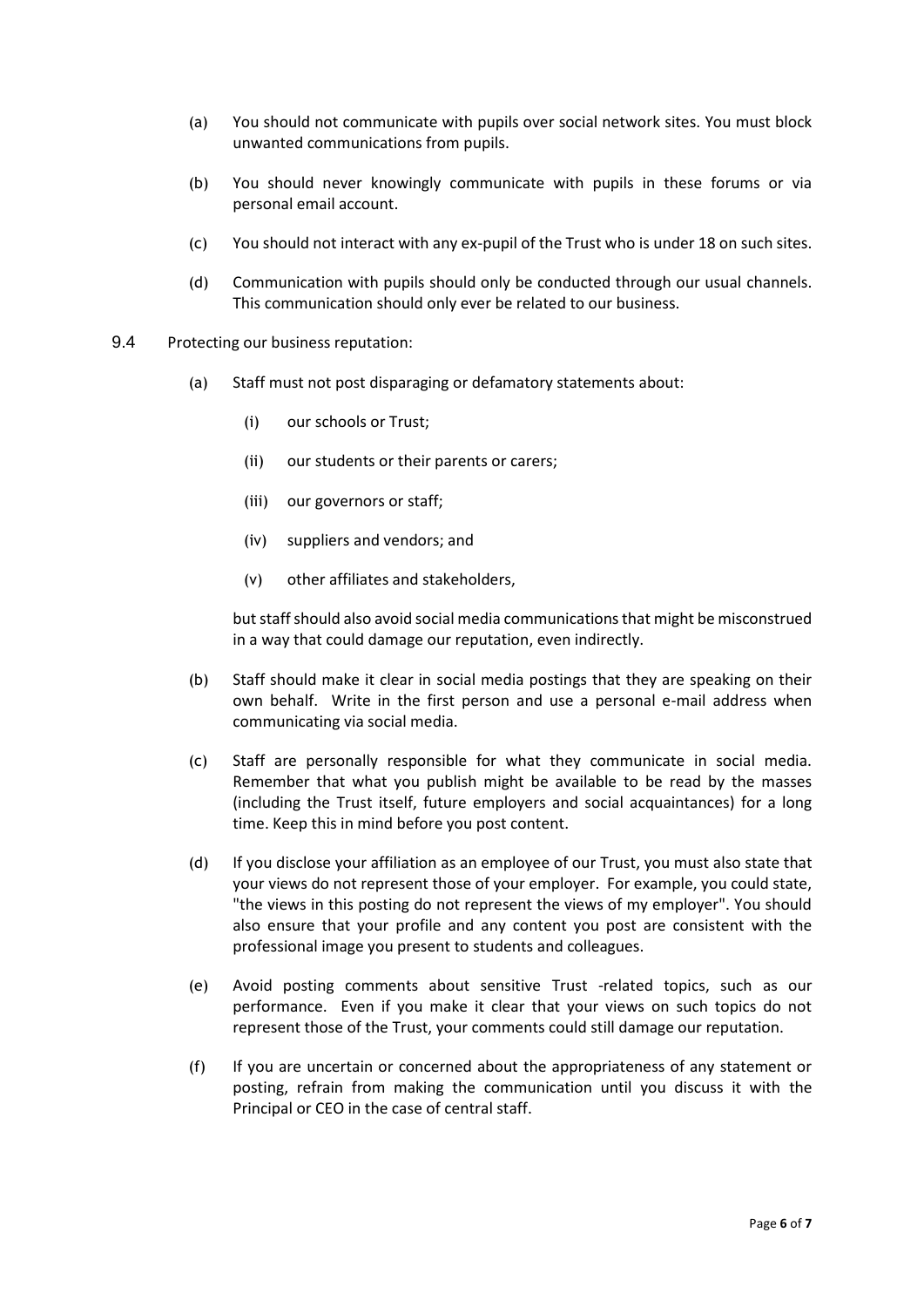(a) You should not communicate with pupils over social network sites. You must block unwanted communications from pupils.

(b) You should never knowingly communicate with pupils in these forums or via personal email account.

(c) You should not interact with any ex-pupil of the Trust who is under 18 on such sites.

(d) Communication with pupils should only be conducted through our usual channels. This communication should only ever be related to our business.

9.4 Protecting our business reputation:

(a) Staff must not post disparaging or defamatory statements about:

(i) our schools or Trust;

(ii) our students or their parents or carers;

(iii) our governors or staff;

(iv) suppliers and vendors; and

(v) other affiliates and stakeholders,

but staff should also avoid social media communications that might be misconstrued in a way that could damage our reputation, even indirectly.

(b) Staff should make it clear in social media postings that they are speaking on their own behalf. Write in the first person and use a personal e-mail address when communicating via social media.

(c) Staff are personally responsible for what they communicate in social media. Remember that what you publish might be available to be read by the masses (including the Trust itself, future employers and social acquaintances) for a long time. Keep this in mind before you post content.

(d) If you disclose your affiliation as an employee of our Trust, you must also state that your views do not represent those of your employer. For example, you could state, "the views in this posting do not represent the views of my employer". You should also ensure that your profile and any content you post are consistent with the professional image you present to students and colleagues.

(e) Avoid posting comments about sensitive Trust -related topics, such as our performance. Even if you make it clear that your views on such topics do not represent those of the Trust, your comments could still damage our reputation.

(f) If you are uncertain or concerned about the appropriateness of any statement or posting, refrain from making the communication until you discuss it with the Principal or CEO in the case of central staff.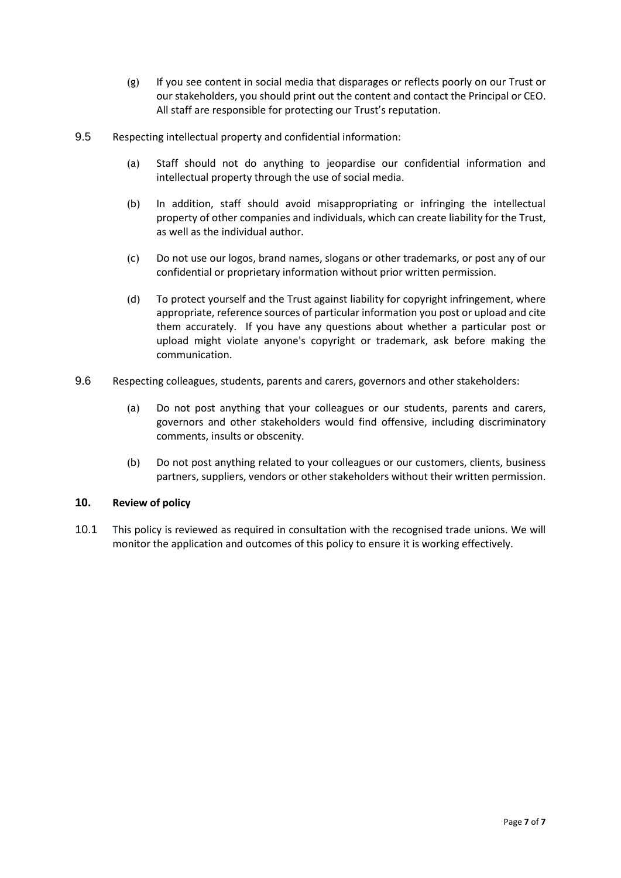(g) If you see content in social media that disparages or reflects poorly on our Trust or our stakeholders, you should print out the content and contact the Principal or CEO. All staff are responsible for protecting our Trust's reputation.

9.5 Respecting intellectual property and confidential information:

(a) Staff should not do anything to jeopardise our confidential information and intellectual property through the use of social media.

(b) In addition, staff should avoid misappropriating or infringing the intellectual property of other companies and individuals, which can create liability for the Trust, as well as the individual author.

(c) Do not use our logos, brand names, slogans or other trademarks, or post any of our confidential or proprietary information without prior written permission.

(d) To protect yourself and the Trust against liability for copyright infringement, where appropriate, reference sources of particular information you post or upload and cite them accurately. If you have any questions about whether a particular post or upload might violate anyone's copyright or trademark, ask before making the communication.

9.6 Respecting colleagues, students, parents and carers, governors and other stakeholders:

(a) Do not post anything that your colleagues or our students, parents and carers, governors and other stakeholders would find offensive, including discriminatory comments, insults or obscenity.

(b) Do not post anything related to your colleagues or our customers, clients, business partners, suppliers, vendors or other stakeholders without their written permission.

## 10. Review of policy

10.1 This policy is reviewed as required in consultation with the recognised trade unions. We will monitor the application and outcomes of this policy to ensure it is working effectively.